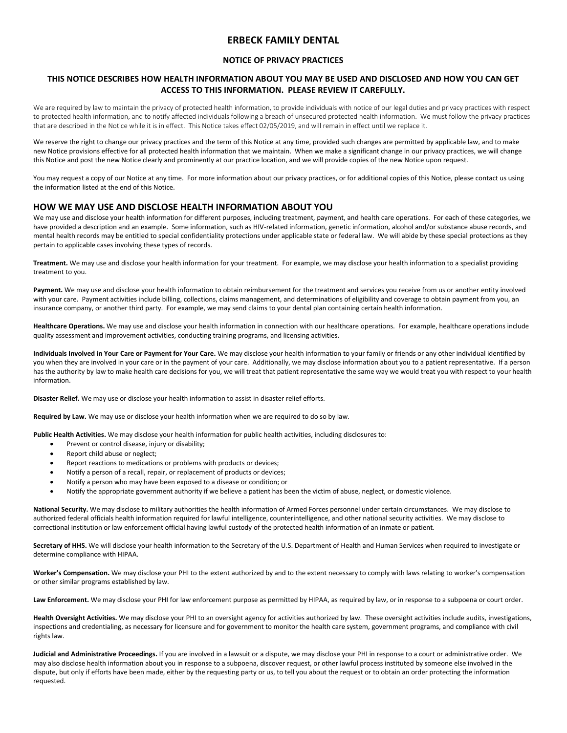# ERBECK FAMILY DENTAL

## NOTICE OF PRIVACY PRACTICES

### THIS NOTICE DESCRIBES HOW HEALTH INFORMATION ABOUT YOU MAY BE USED AND DISCLOSED AND HOW YOU CAN GET ACCESS TO THIS INFORMATION. PLEASE REVIEW IT CAREFULLY.

We are required by law to maintain the privacy of protected health information, to provide individuals with notice of our legal duties and privacy practices with respect to protected health information, and to notify affected individuals following a breach of unsecured protected health information. We must follow the privacy practices that are described in the Notice while it is in effect. This Notice takes effect 02/05/2019, and will remain in effect until we replace it.

We reserve the right to change our privacy practices and the term of this Notice at any time, provided such changes are permitted by applicable law, and to make new Notice provisions effective for all protected health information that we maintain. When we make a significant change in our privacy practices, we will change this Notice and post the new Notice clearly and prominently at our practice location, and we will provide copies of the new Notice upon request.

You may request a copy of our Notice at any time. For more information about our privacy practices, or for additional copies of this Notice, please contact us using the information listed at the end of this Notice.

## HOW WE MAY USE AND DISCLOSE HEALTH INFORMATION ABOUT YOU

We may use and disclose your health information for different purposes, including treatment, payment, and health care operations. For each of these categories, we have provided a description and an example. Some information, such as HIV-related information, genetic information, alcohol and/or substance abuse records, and mental health records may be entitled to special confidentiality protections under applicable state or federal law. We will abide by these special protections as they pertain to applicable cases involving these types of records.

**Treatment.** We may use and disclose your health information for your treatment. For example, we may disclose your health information to a specialist providing treatment to you.

**Payment.** We may use and disclose your health information to obtain reimbursement for the treatment and services you receive from us or another entity involved with your care. Payment activities include billing, collections, claims management, and determinations of eligibility and coverage to obtain payment from you, an insurance company, or another third party. For example, we may send claims to your dental plan containing certain health information.

**Healthcare Operations.** We may use and disclose your health information in connection with our healthcare operations. For example, healthcare operations include quality assessment and improvement activities, conducting training programs, and licensing activities.

**Individuals Involved in Your Care or Payment for Your Care.** We may disclose your health information to your family or friends or any other individual identified by you when they are involved in your care or in the payment of your care. Additionally, we may disclose information about you to a patient representative. If a person has the authority by law to make health care decisions for you, we will treat that patient representative the same way we would treat you with respect to your health information.

**Disaster Relief.** We may use or disclose your health information to assist in disaster relief efforts.

**Required by Law.** We may use or disclose your health information when we are required to do so by law.

**Public Health Activities.** We may disclose your health information for public health activities, including disclosures to:

- Prevent or control disease, injury or disability;
- Report child abuse or neglect;
- Report reactions to medications or problems with products or devices;
- Notify a person of a recall, repair, or replacement of products or devices;
- Notify a person who may have been exposed to a disease or condition; or
- Notify the appropriate government authority if we believe a patient has been the victim of abuse, neglect, or domestic violence.

**National Security.** We may disclose to military authorities the health information of Armed Forces personnel under certain circumstances. We may disclose to authorized federal officials health information required for lawful intelligence, counterintelligence, and other national security activities. We may disclose to correctional institution or law enforcement official having lawful custody of the protected health information of an inmate or patient.

**Secretary of HHS.** We will disclose your health information to the Secretary of the U.S. Department of Health and Human Services when required to investigate or determine compliance with HIPAA.

**Worker's Compensation.** We may disclose your PHI to the extent authorized by and to the extent necessary to comply with laws relating to worker's compensation or other similar programs established by law.

**Law Enforcement.** We may disclose your PHI for law enforcement purpose as permitted by HIPAA, as required by law, or in response to a subpoena or court order.

**Health Oversight Activities.** We may disclose your PHI to an oversight agency for activities authorized by law. These oversight activities include audits, investigations, inspections and credentialing, as necessary for licensure and for government to monitor the health care system, government programs, and compliance with civil rights law.

**Judicial and Administrative Proceedings.** If you are involved in a lawsuit or a dispute, we may disclose your PHI in response to a court or administrative order. We may also disclose health information about you in response to a subpoena, discover request, or other lawful process instituted by someone else involved in the dispute, but only if efforts have been made, either by the requesting party or us, to tell you about the request or to obtain an order protecting the information requested.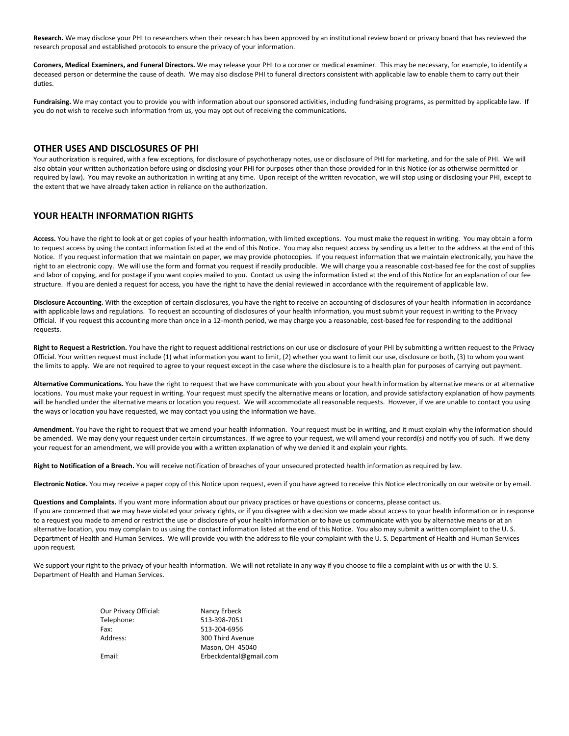**Research.** We may disclose your PHI to researchers when their research has been approved by an institutional review board or privacy board that has reviewed the research proposal and established protocols to ensure the privacy of your information.

**Coroners, Medical Examiners, and Funeral Directors.** We may release your PHI to a coroner or medical examiner. This may be necessary, for example, to identify a deceased person or determine the cause of death. We may also disclose PHI to funeral directors consistent with applicable law to enable them to carry out their duties.

**Fundraising.** We may contact you to provide you with information about our sponsored activities, including fundraising programs, as permitted by applicable law. If you do not wish to receive such information from us, you may opt out of receiving the communications.

## OTHER USES AND DISCLOSURES OF PHI

Your authorization is required, with a few exceptions, for disclosure of psychotherapy notes, use or disclosure of PHI for marketing, and for the sale of PHI. We will also obtain your written authorization before using or disclosing your PHI for purposes other than those provided for in this Notice (or as otherwise permitted or required by law). You may revoke an authorization in writing at any time. Upon receipt of the written revocation, we will stop using or disclosing your PHI, except to the extent that we have already taken action in reliance on the authorization.

## YOUR HEALTH INFORMATION RIGHTS

**Access.** You have the right to look at or get copies of your health information, with limited exceptions. You must make the request in writing. You may obtain a form to request access by using the contact information listed at the end of this Notice. You may also request access by sending us a letter to the address at the end of this Notice. If you request information that we maintain on paper, we may provide photocopies. If you request information that we maintain electronically, you have the right to an electronic copy. We will use the form and format you request if readily producible. We will charge you a reasonable cost-based fee for the cost of supplies and labor of copying, and for postage if you want copies mailed to you. Contact us using the information listed at the end of this Notice for an explanation of our fee structure. If you are denied a request for access, you have the right to have the denial reviewed in accordance with the requirement of applicable law.

**Disclosure Accounting.** With the exception of certain disclosures, you have the right to receive an accounting of disclosures of your health information in accordance with applicable laws and regulations. To request an accounting of disclosures of your health information, you must submit your request in writing to the Privacy Official. If you request this accounting more than once in a 12-month period, we may charge you a reasonable, cost-based fee for responding to the additional requests.

**Right to Request a Restriction.** You have the right to request additional restrictions on our use or disclosure of your PHI by submitting a written request to the Privacy Official. Your written request must include (1) what information you want to limit, (2) whether you want to limit our use, disclosure or both, (3) to whom you want the limits to apply. We are not required to agree to your request except in the case where the disclosure is to a health plan for purposes of carrying out payment.

**Alternative Communications.** You have the right to request that we have communicate with you about your health information by alternative means or at alternative locations. You must make your request in writing. Your request must specify the alternative means or location, and provide satisfactory explanation of how payments will be handled under the alternative means or location you request. We will accommodate all reasonable requests. However, if we are unable to contact you using the ways or location you have requested, we may contact you using the information we have.

**Amendment.** You have the right to request that we amend your health information. Your request must be in writing, and it must explain why the information should be amended. We may deny your request under certain circumstances. If we agree to your request, we will amend your record(s) and notify you of such. If we deny your request for an amendment, we will provide you with a written explanation of why we denied it and explain your rights.

**Right to Notification of a Breach.** You will receive notification of breaches of your unsecured protected health information as required by law.

**Electronic Notice.** You may receive a paper copy of this Notice upon request, even if you have agreed to receive this Notice electronically on our website or by email.

**Questions and Complaints.** If you want more information about our privacy practices or have questions or concerns, please contact us.
If you are concerned that we may have violated your privacy rights, or if you disagree with a decision we made about access to your health information or in response to a request you made to amend or restrict the use or disclosure of your health information or to have us communicate with you by alternative means or at an alternative location, you may complain to us using the contact information listed at the end of this Notice. You also may submit a written complaint to the U. S. Department of Health and Human Services. We will provide you with the address to file your complaint with the U. S. Department of Health and Human Services upon request.

We support your right to the privacy of your health information. We will not retaliate in any way if you choose to file a complaint with us or with the U. S. Department of Health and Human Services.

| | |
|---|---|
| Our Privacy Official: | Nancy Erbeck |
| Telephone: | 513-398-7051 |
| Fax: | 513-204-6956 |
| Address: | 300 Third Avenue<br>Mason, OH 45040 |
| Email: | Erbeckdental@gmail.com |